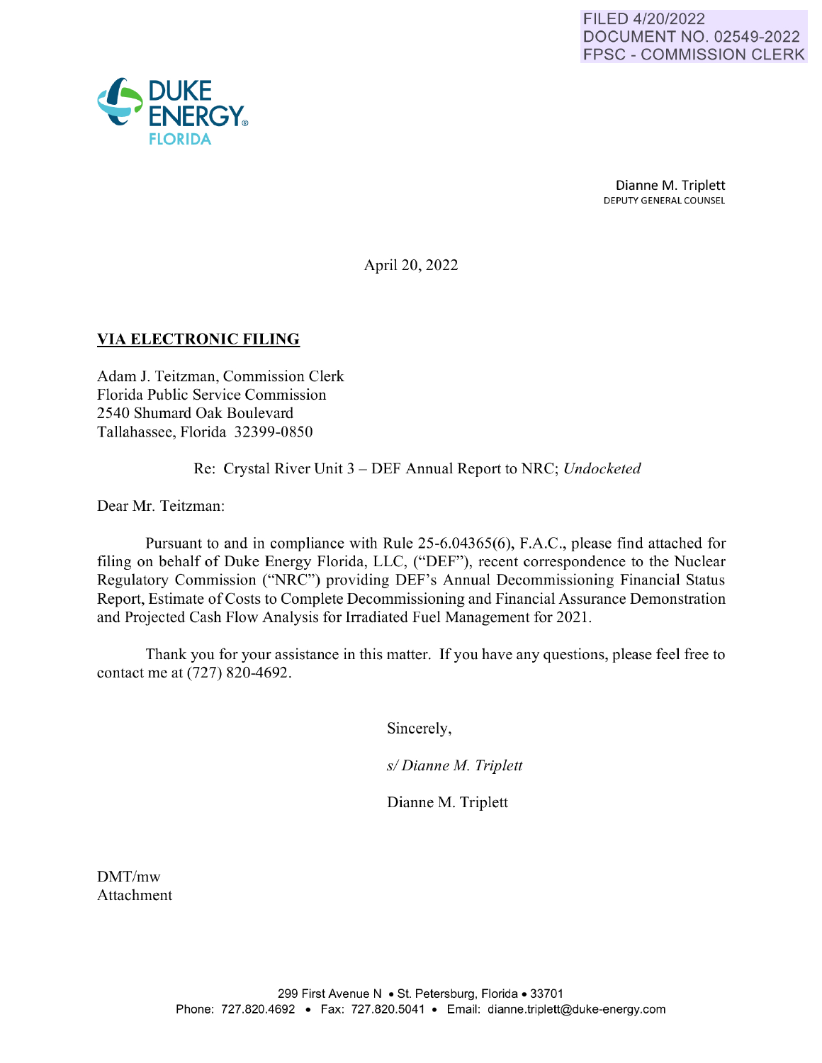FILED 4/20/2022
DOCUMENT NO. 02549-2022
FPSC - COMMISSION CLERK

DUKE ENERGY
FLORIDA

Dianne M. Triplett
DEPUTY GENERAL COUNSEL

April 20, 2022

**VIA ELECTRONIC FILING**

Adam J. Teitzman, Commission Clerk
Florida Public Service Commission
2540 Shumard Oak Boulevard
Tallahassee, Florida 32399-0850

Re: Crystal River Unit 3 – DEF Annual Report to NRC; *Undocketed*

Dear Mr. Teitzman:

Pursuant to and in compliance with Rule 25-6.04365(6), F.A.C., please find attached for filing on behalf of Duke Energy Florida, LLC, ("DEF"), recent correspondence to the Nuclear Regulatory Commission ("NRC") providing DEF's Annual Decommissioning Financial Status Report, Estimate of Costs to Complete Decommissioning and Financial Assurance Demonstration and Projected Cash Flow Analysis for Irradiated Fuel Management for 2021.

Thank you for your assistance in this matter. If you have any questions, please feel free to contact me at (727) 820-4692.

Sincerely,

*s/ Dianne M. Triplett*

Dianne M. Triplett

DMT/mw
Attachment

299 First Avenue N • St. Petersburg, Florida • 33701
Phone: 727.820.4692 • Fax: 727.820.5041 • Email: dianne.triplett@duke-energy.com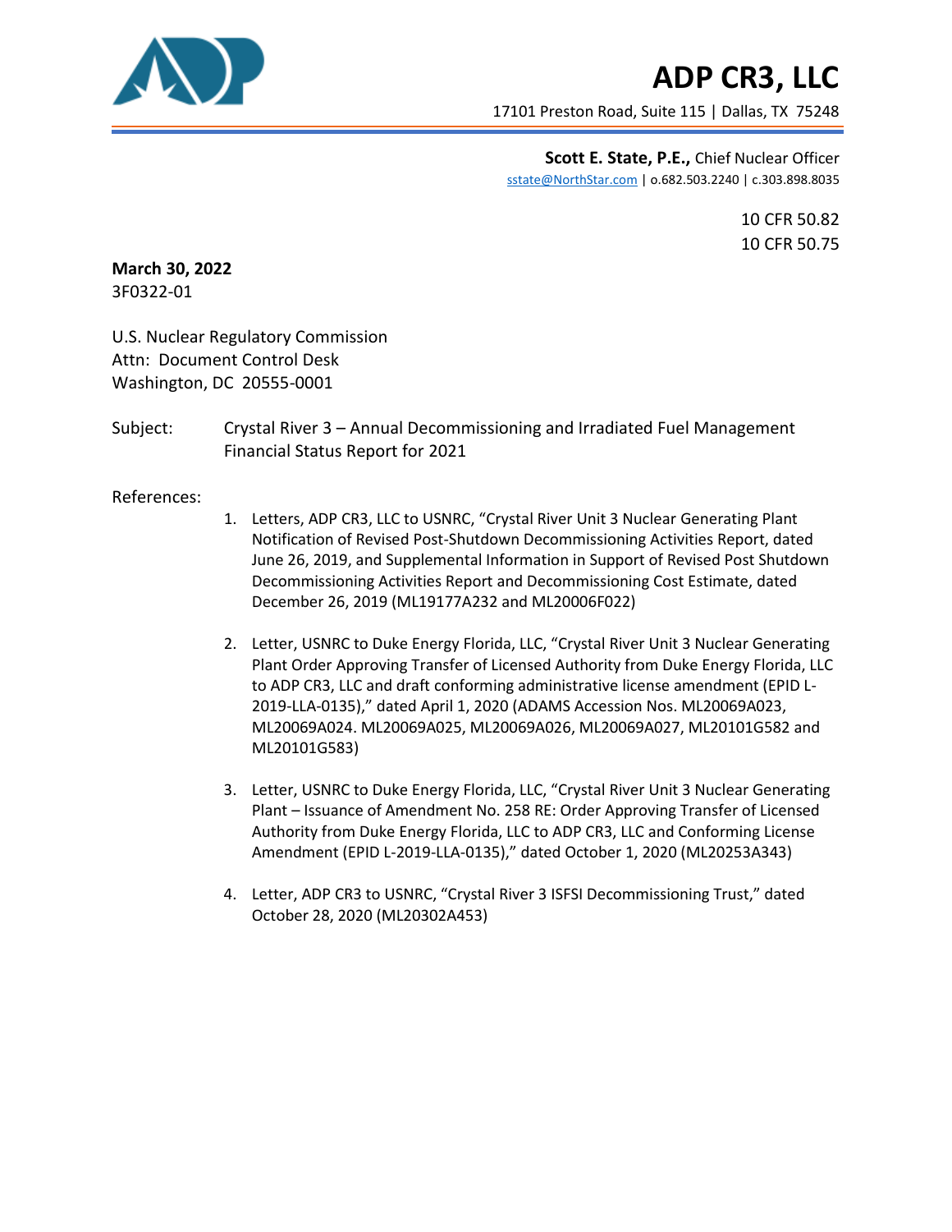# ADP CR3, LLC

17101 Preston Road, Suite 115 | Dallas, TX 75248

**Scott E. State, P.E.,** Chief Nuclear Officer
sstate@NorthStar.com | o.682.503.2240 | c.303.898.8035

10 CFR 50.82
10 CFR 50.75

**March 30, 2022**
3F0322-01

U.S. Nuclear Regulatory Commission
Attn: Document Control Desk
Washington, DC 20555-0001

Subject: Crystal River 3 – Annual Decommissioning and Irradiated Fuel Management Financial Status Report for 2021

References:

1. Letters, ADP CR3, LLC to USNRC, "Crystal River Unit 3 Nuclear Generating Plant Notification of Revised Post-Shutdown Decommissioning Activities Report, dated June 26, 2019, and Supplemental Information in Support of Revised Post Shutdown Decommissioning Activities Report and Decommissioning Cost Estimate, dated December 26, 2019 (ML19177A232 and ML20006F022)

2. Letter, USNRC to Duke Energy Florida, LLC, "Crystal River Unit 3 Nuclear Generating Plant Order Approving Transfer of Licensed Authority from Duke Energy Florida, LLC to ADP CR3, LLC and draft conforming administrative license amendment (EPID L-2019-LLA-0135)," dated April 1, 2020 (ADAMS Accession Nos. ML20069A023, ML20069A024. ML20069A025, ML20069A026, ML20069A027, ML20101G582 and ML20101G583)

3. Letter, USNRC to Duke Energy Florida, LLC, "Crystal River Unit 3 Nuclear Generating Plant – Issuance of Amendment No. 258 RE: Order Approving Transfer of Licensed Authority from Duke Energy Florida, LLC to ADP CR3, LLC and Conforming License Amendment (EPID L-2019-LLA-0135)," dated October 1, 2020 (ML20253A343)

4. Letter, ADP CR3 to USNRC, "Crystal River 3 ISFSI Decommissioning Trust," dated October 28, 2020 (ML20302A453)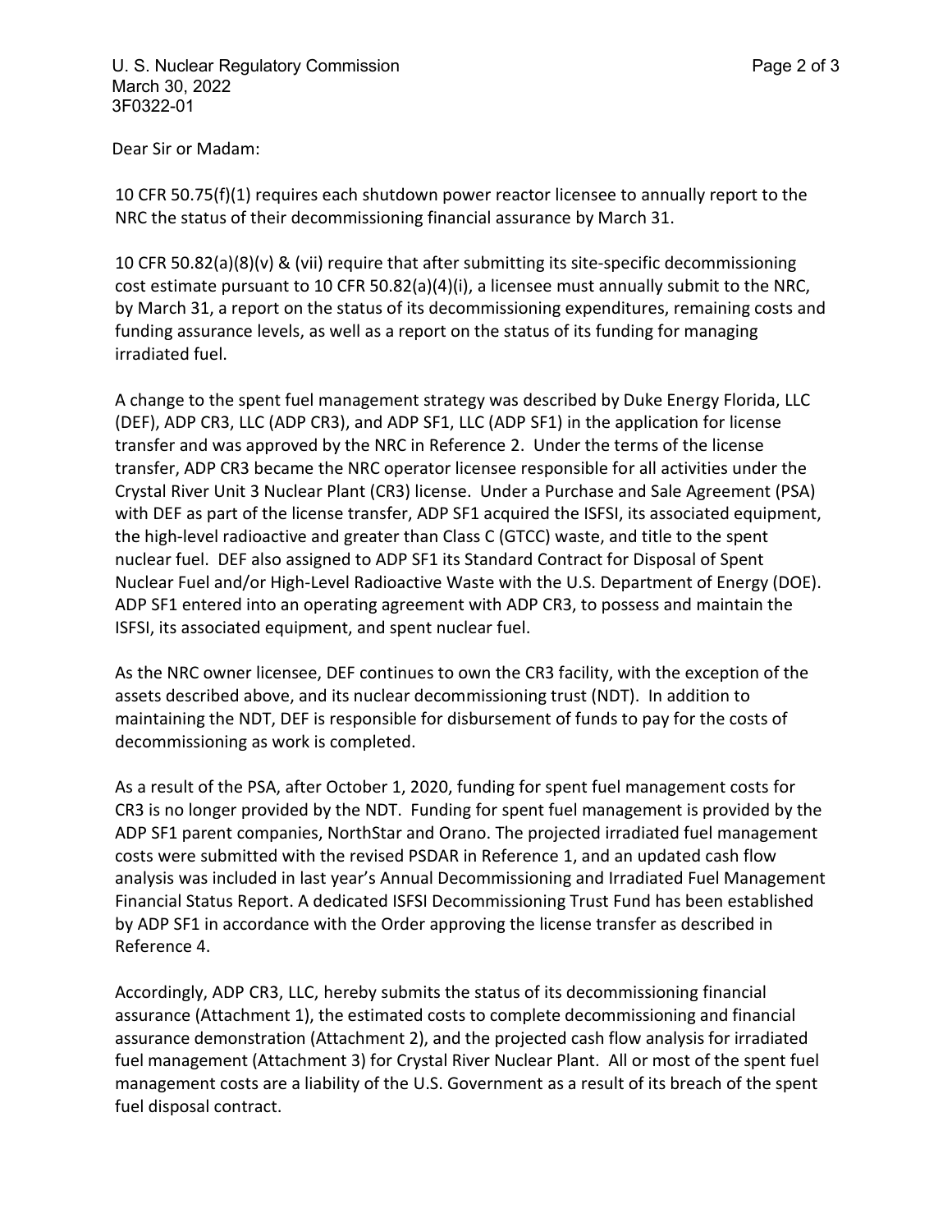Dear Sir or Madam:

10 CFR 50.75(f)(1) requires each shutdown power reactor licensee to annually report to the NRC the status of their decommissioning financial assurance by March 31.

10 CFR 50.82(a)(8)(v) & (vii) require that after submitting its site-specific decommissioning cost estimate pursuant to 10 CFR 50.82(a)(4)(i), a licensee must annually submit to the NRC, by March 31, a report on the status of its decommissioning expenditures, remaining costs and funding assurance levels, as well as a report on the status of its funding for managing irradiated fuel.

A change to the spent fuel management strategy was described by Duke Energy Florida, LLC (DEF), ADP CR3, LLC (ADP CR3), and ADP SF1, LLC (ADP SF1) in the application for license transfer and was approved by the NRC in Reference 2. Under the terms of the license transfer, ADP CR3 became the NRC operator licensee responsible for all activities under the Crystal River Unit 3 Nuclear Plant (CR3) license. Under a Purchase and Sale Agreement (PSA) with DEF as part of the license transfer, ADP SF1 acquired the ISFSI, its associated equipment, the high-level radioactive and greater than Class C (GTCC) waste, and title to the spent nuclear fuel. DEF also assigned to ADP SF1 its Standard Contract for Disposal of Spent Nuclear Fuel and/or High-Level Radioactive Waste with the U.S. Department of Energy (DOE). ADP SF1 entered into an operating agreement with ADP CR3, to possess and maintain the ISFSI, its associated equipment, and spent nuclear fuel.

As the NRC owner licensee, DEF continues to own the CR3 facility, with the exception of the assets described above, and its nuclear decommissioning trust (NDT). In addition to maintaining the NDT, DEF is responsible for disbursement of funds to pay for the costs of decommissioning as work is completed.

As a result of the PSA, after October 1, 2020, funding for spent fuel management costs for CR3 is no longer provided by the NDT. Funding for spent fuel management is provided by the ADP SF1 parent companies, NorthStar and Orano. The projected irradiated fuel management costs were submitted with the revised PSDAR in Reference 1, and an updated cash flow analysis was included in last year's Annual Decommissioning and Irradiated Fuel Management Financial Status Report. A dedicated ISFSI Decommissioning Trust Fund has been established by ADP SF1 in accordance with the Order approving the license transfer as described in Reference 4.

Accordingly, ADP CR3, LLC, hereby submits the status of its decommissioning financial assurance (Attachment 1), the estimated costs to complete decommissioning and financial assurance demonstration (Attachment 2), and the projected cash flow analysis for irradiated fuel management (Attachment 3) for Crystal River Nuclear Plant. All or most of the spent fuel management costs are a liability of the U.S. Government as a result of its breach of the spent fuel disposal contract.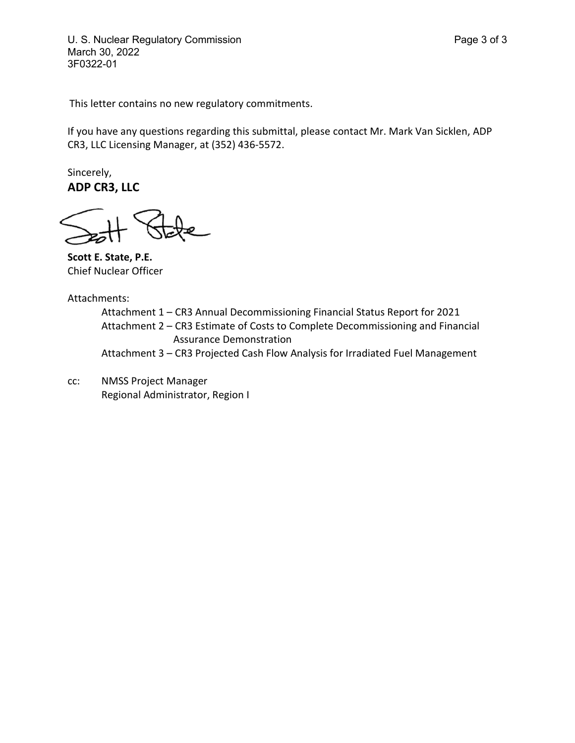This letter contains no new regulatory commitments.

If you have any questions regarding this submittal, please contact Mr. Mark Van Sicklen, ADP CR3, LLC Licensing Manager, at (352) 436-5572.

Sincerely,

**ADP CR3, LLC**

**Scott E. State, P.E.**
Chief Nuclear Officer

Attachments:

- Attachment 1 – CR3 Annual Decommissioning Financial Status Report for 2021
- Attachment 2 – CR3 Estimate of Costs to Complete Decommissioning and Financial Assurance Demonstration
- Attachment 3 – CR3 Projected Cash Flow Analysis for Irradiated Fuel Management

cc: NMSS Project Manager
Regional Administrator, Region I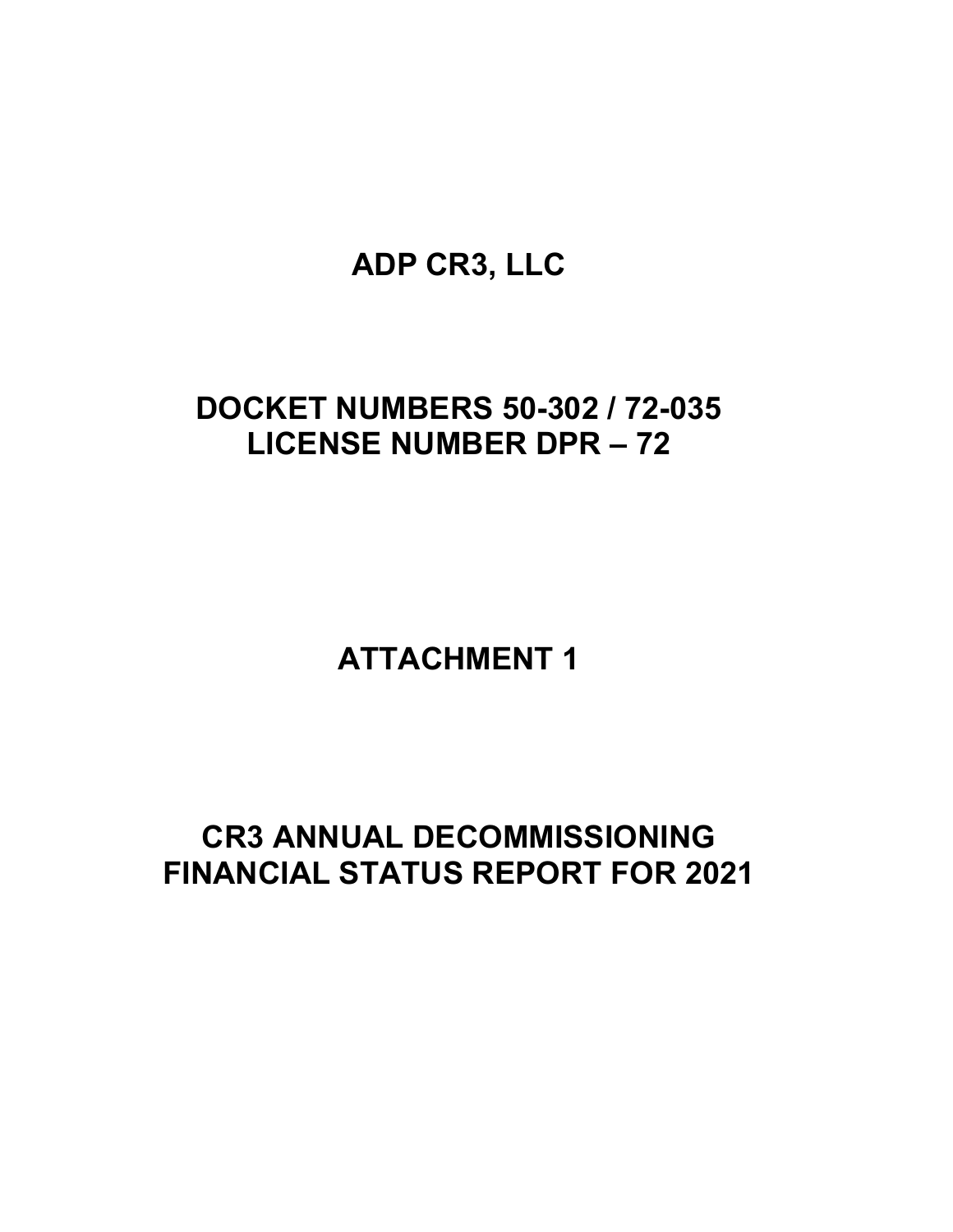# ADP CR3, LLC

# DOCKET NUMBERS 50-302 / 72-035
# LICENSE NUMBER DPR – 72

# ATTACHMENT 1

# CR3 ANNUAL DECOMMISSIONING FINANCIAL STATUS REPORT FOR 2021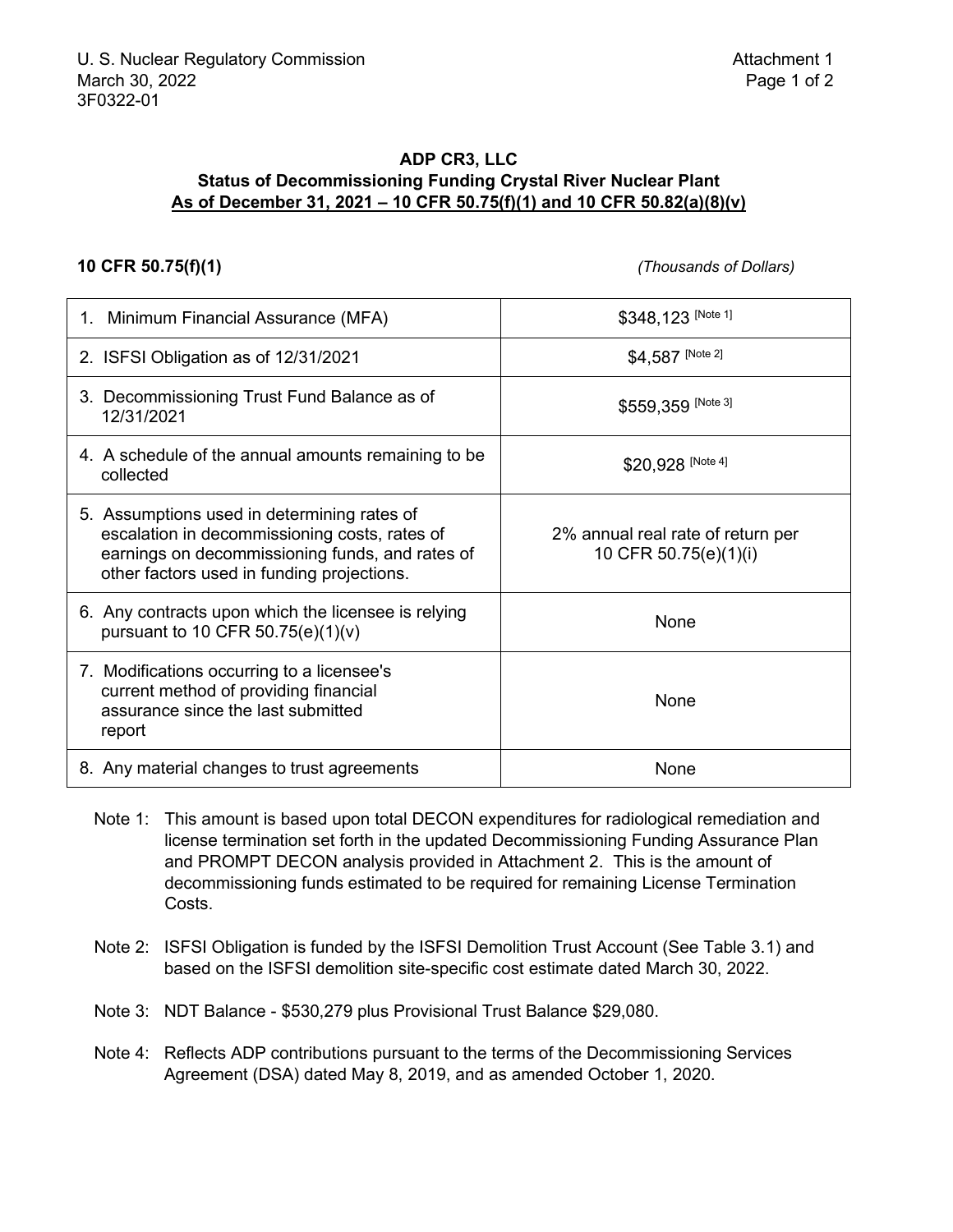U. S. Nuclear Regulatory Commission
March 30, 2022
3F0322-01

Attachment 1

**ADP CR3, LLC**
**Status of Decommissioning Funding Crystal River Nuclear Plant**
**As of December 31, 2021 – 10 CFR 50.75(f)(1) and 10 CFR 50.82(a)(8)(v)**

**10 CFR 50.75(f)(1)** *(Thousands of Dollars)*

| | |
|---|---|
| 1. Minimum Financial Assurance (MFA) | $348,123 [Note 1] |
| 2. ISFSI Obligation as of 12/31/2021 | $4,587 [Note 2] |
| 3. Decommissioning Trust Fund Balance as of 12/31/2021 | $559,359 [Note 3] |
| 4. A schedule of the annual amounts remaining to be collected | $20,928 [Note 4] |
| 5. Assumptions used in determining rates of escalation in decommissioning costs, rates of earnings on decommissioning funds, and rates of other factors used in funding projections. | 2% annual real rate of return per 10 CFR 50.75(e)(1)(i) |
| 6. Any contracts upon which the licensee is relying pursuant to 10 CFR 50.75(e)(1)(v) | None |
| 7. Modifications occurring to a licensee's current method of providing financial assurance since the last submitted report | None |
| 8. Any material changes to trust agreements | None |

Note 1: This amount is based upon total DECON expenditures for radiological remediation and license termination set forth in the updated Decommissioning Funding Assurance Plan and PROMPT DECON analysis provided in Attachment 2. This is the amount of decommissioning funds estimated to be required for remaining License Termination Costs.

Note 2: ISFSI Obligation is funded by the ISFSI Demolition Trust Account (See Table 3.1) and based on the ISFSI demolition site-specific cost estimate dated March 30, 2022.

Note 3: NDT Balance - $530,279 plus Provisional Trust Balance $29,080.

Note 4: Reflects ADP contributions pursuant to the terms of the Decommissioning Services Agreement (DSA) dated May 8, 2019, and as amended October 1, 2020.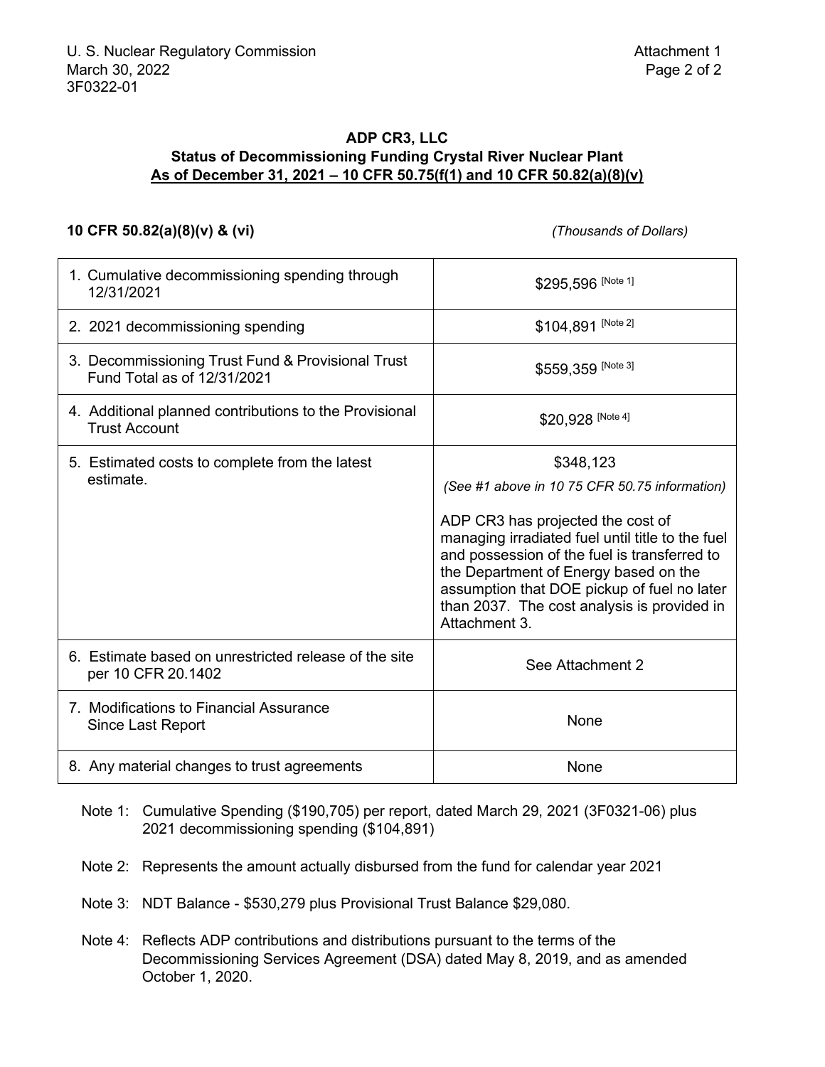U. S. Nuclear Regulatory Commission
March 30, 2022
3F0322-01

Attachment 1

## ADP CR3, LLC
## Status of Decommissioning Funding Crystal River Nuclear Plant
## As of December 31, 2021 – 10 CFR 50.75(f(1) and 10 CFR 50.82(a)(8)(v)

**10 CFR 50.82(a)(8)(v) & (vi)** *(Thousands of Dollars)*

| | |
|---|---|
| 1. Cumulative decommissioning spending through 12/31/2021 | $295,596 [Note 1] |
| 2. 2021 decommissioning spending | $104,891 [Note 2] |
| 3. Decommissioning Trust Fund & Provisional Trust Fund Total as of 12/31/2021 | $559,359 [Note 3] |
| 4. Additional planned contributions to the Provisional Trust Account | $20,928 [Note 4] |
| 5. Estimated costs to complete from the latest estimate. | $348,123 *(See #1 above in 10 75 CFR 50.75 information)* ADP CR3 has projected the cost of managing irradiated fuel until title to the fuel and possession of the fuel is transferred to the Department of Energy based on the assumption that DOE pickup of fuel no later than 2037. The cost analysis is provided in Attachment 3. |
| 6. Estimate based on unrestricted release of the site per 10 CFR 20.1402 | See Attachment 2 |
| 7. Modifications to Financial Assurance Since Last Report | None |
| 8. Any material changes to trust agreements | None |

Note 1: Cumulative Spending ($190,705) per report, dated March 29, 2021 (3F0321-06) plus 2021 decommissioning spending ($104,891)

Note 2: Represents the amount actually disbursed from the fund for calendar year 2021

Note 3: NDT Balance - $530,279 plus Provisional Trust Balance $29,080.

Note 4: Reflects ADP contributions and distributions pursuant to the terms of the Decommissioning Services Agreement (DSA) dated May 8, 2019, and as amended October 1, 2020.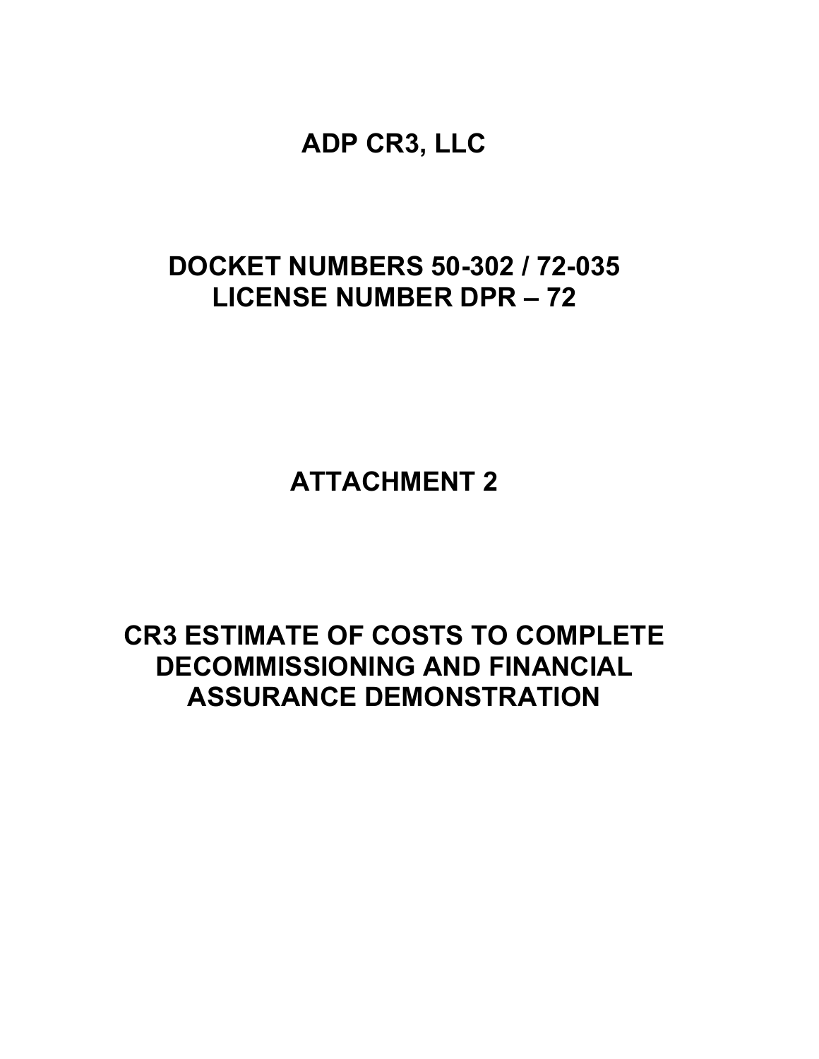# ADP CR3, LLC

## DOCKET NUMBERS 50-302 / 72-035
## LICENSE NUMBER DPR – 72

# ATTACHMENT 2

# CR3 ESTIMATE OF COSTS TO COMPLETE DECOMMISSIONING AND FINANCIAL ASSURANCE DEMONSTRATION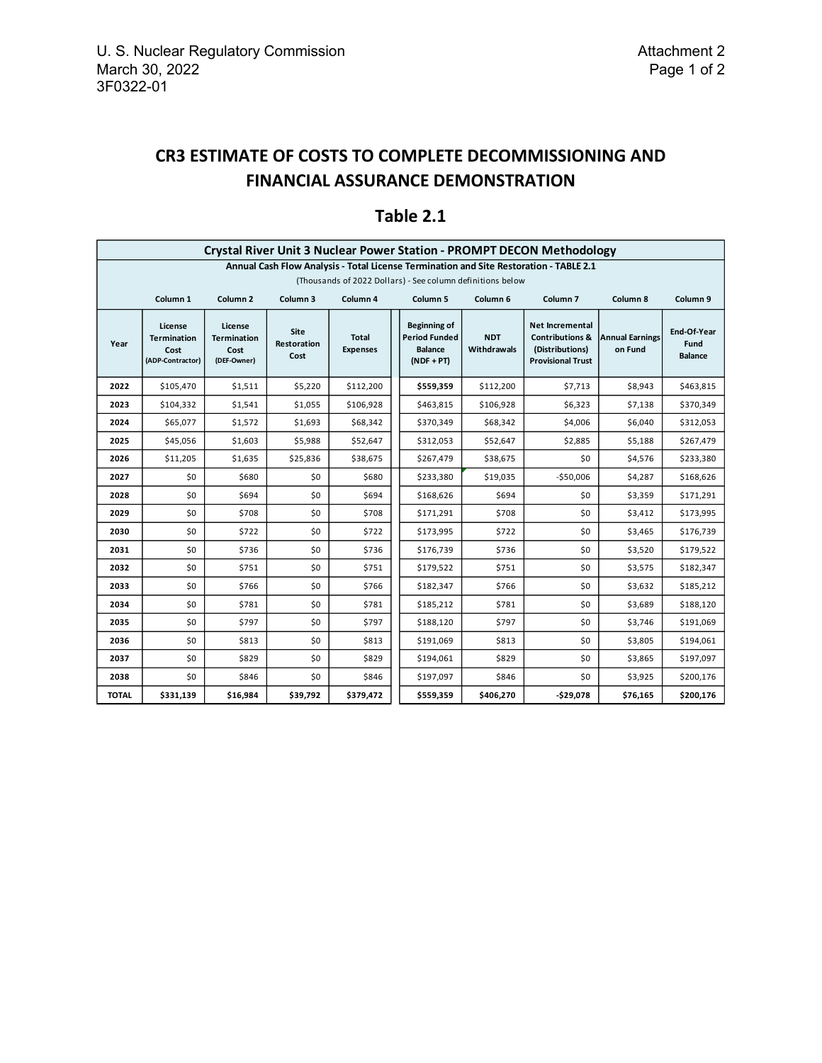# CR3 ESTIMATE OF COSTS TO COMPLETE DECOMMISSIONING AND FINANCIAL ASSURANCE DEMONSTRATION

## Table 2.1

**Crystal River Unit 3 Nuclear Power Station - PROMPT DECON Methodology**

**Annual Cash Flow Analysis - Total License Termination and Site Restoration - TABLE 2.1**

(Thousands of 2022 Dollars) - See column definitions below

| | Column 1 | Column 2 | Column 3 | Column 4 | Column 5 | Column 6 | Column 7 | Column 8 | Column 9 |
|---|---|---|---|---|---|---|---|---|---|
| Year | License Termination Cost (ADP-Contractor) | License Termination Cost (DEF-Owner) | Site Restoration Cost | Total Expenses | Beginning of Period Funded Balance (NDF + PT) | NDT Withdrawals | Net Incremental Contributions & (Distributions) Provisional Trust | Annual Earnings on Fund | End-Of-Year Fund Balance |
| **2022** | $105,470 | $1,511 | $5,220 | $112,200 | **$559,359** | $112,200 | $7,713 | $8,943 | $463,815 |
| **2023** | $104,332 | $1,541 | $1,055 | $106,928 | $463,815 | $106,928 | $6,323 | $7,138 | $370,349 |
| **2024** | $65,077 | $1,572 | $1,693 | $68,342 | $370,349 | $68,342 | $4,006 | $6,040 | $312,053 |
| **2025** | $45,056 | $1,603 | $5,988 | $52,647 | $312,053 | $52,647 | $2,885 | $5,188 | $267,479 |
| **2026** | $11,205 | $1,635 | $25,836 | $38,675 | $267,479 | $38,675 | $0 | $4,576 | $233,380 |
| **2027** | $0 | $680 | $0 | $680 | $233,380 | $19,035 | -$50,006 | $4,287 | $168,626 |
| **2028** | $0 | $694 | $0 | $694 | $168,626 | $694 | $0 | $3,359 | $171,291 |
| **2029** | $0 | $708 | $0 | $708 | $171,291 | $708 | $0 | $3,412 | $173,995 |
| **2030** | $0 | $722 | $0 | $722 | $173,995 | $722 | $0 | $3,465 | $176,739 |
| **2031** | $0 | $736 | $0 | $736 | $176,739 | $736 | $0 | $3,520 | $179,522 |
| **2032** | $0 | $751 | $0 | $751 | $179,522 | $751 | $0 | $3,575 | $182,347 |
| **2033** | $0 | $766 | $0 | $766 | $182,347 | $766 | $0 | $3,632 | $185,212 |
| **2034** | $0 | $781 | $0 | $781 | $185,212 | $781 | $0 | $3,689 | $188,120 |
| **2035** | $0 | $797 | $0 | $797 | $188,120 | $797 | $0 | $3,746 | $191,069 |
| **2036** | $0 | $813 | $0 | $813 | $191,069 | $813 | $0 | $3,805 | $194,061 |
| **2037** | $0 | $829 | $0 | $829 | $194,061 | $829 | $0 | $3,865 | $197,097 |
| **2038** | $0 | $846 | $0 | $846 | $197,097 | $846 | $0 | $3,925 | $200,176 |
| **TOTAL** | **$331,139** | **$16,984** | **$39,792** | **$379,472** | **$559,359** | **$406,270** | **-$29,078** | **$76,165** | **$200,176** |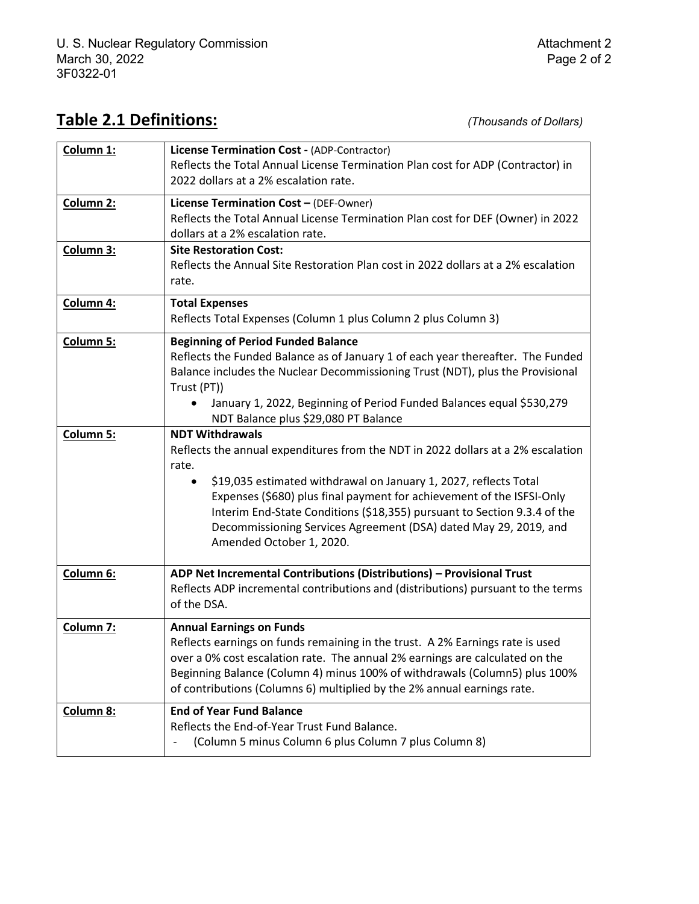## Table 2.1 Definitions:

*(Thousands of Dollars)*

| | |
|---|---|
| **Column 1:** | **License Termination Cost -** (ADP-Contractor)<br>Reflects the Total Annual License Termination Plan cost for ADP (Contractor) in 2022 dollars at a 2% escalation rate. |
| **Column 2:** | **License Termination Cost –** (DEF-Owner)<br>Reflects the Total Annual License Termination Plan cost for DEF (Owner) in 2022 dollars at a 2% escalation rate. |
| **Column 3:** | **Site Restoration Cost:**<br>Reflects the Annual Site Restoration Plan cost in 2022 dollars at a 2% escalation rate. |
| **Column 4:** | **Total Expenses**<br>Reflects Total Expenses (Column 1 plus Column 2 plus Column 3) |
| **Column 5:** | **Beginning of Period Funded Balance**<br>Reflects the Funded Balance as of January 1 of each year thereafter. The Funded Balance includes the Nuclear Decommissioning Trust (NDT), plus the Provisional Trust (PT))<br>• January 1, 2022, Beginning of Period Funded Balances equal $530,279 NDT Balance plus $29,080 PT Balance |
| **Column 5:** | **NDT Withdrawals**<br>Reflects the annual expenditures from the NDT in 2022 dollars at a 2% escalation rate.<br>• $19,035 estimated withdrawal on January 1, 2027, reflects Total Expenses ($680) plus final payment for achievement of the ISFSI-Only Interim End-State Conditions ($18,355) pursuant to Section 9.3.4 of the Decommissioning Services Agreement (DSA) dated May 29, 2019, and Amended October 1, 2020. |
| **Column 6:** | **ADP Net Incremental Contributions (Distributions) – Provisional Trust**<br>Reflects ADP incremental contributions and (distributions) pursuant to the terms of the DSA. |
| **Column 7:** | **Annual Earnings on Funds**<br>Reflects earnings on funds remaining in the trust. A 2% Earnings rate is used over a 0% cost escalation rate. The annual 2% earnings are calculated on the Beginning Balance (Column 4) minus 100% of withdrawals (Column5) plus 100% of contributions (Columns 6) multiplied by the 2% annual earnings rate. |
| **Column 8:** | **End of Year Fund Balance**<br>Reflects the End-of-Year Trust Fund Balance.<br>- (Column 5 minus Column 6 plus Column 7 plus Column 8) |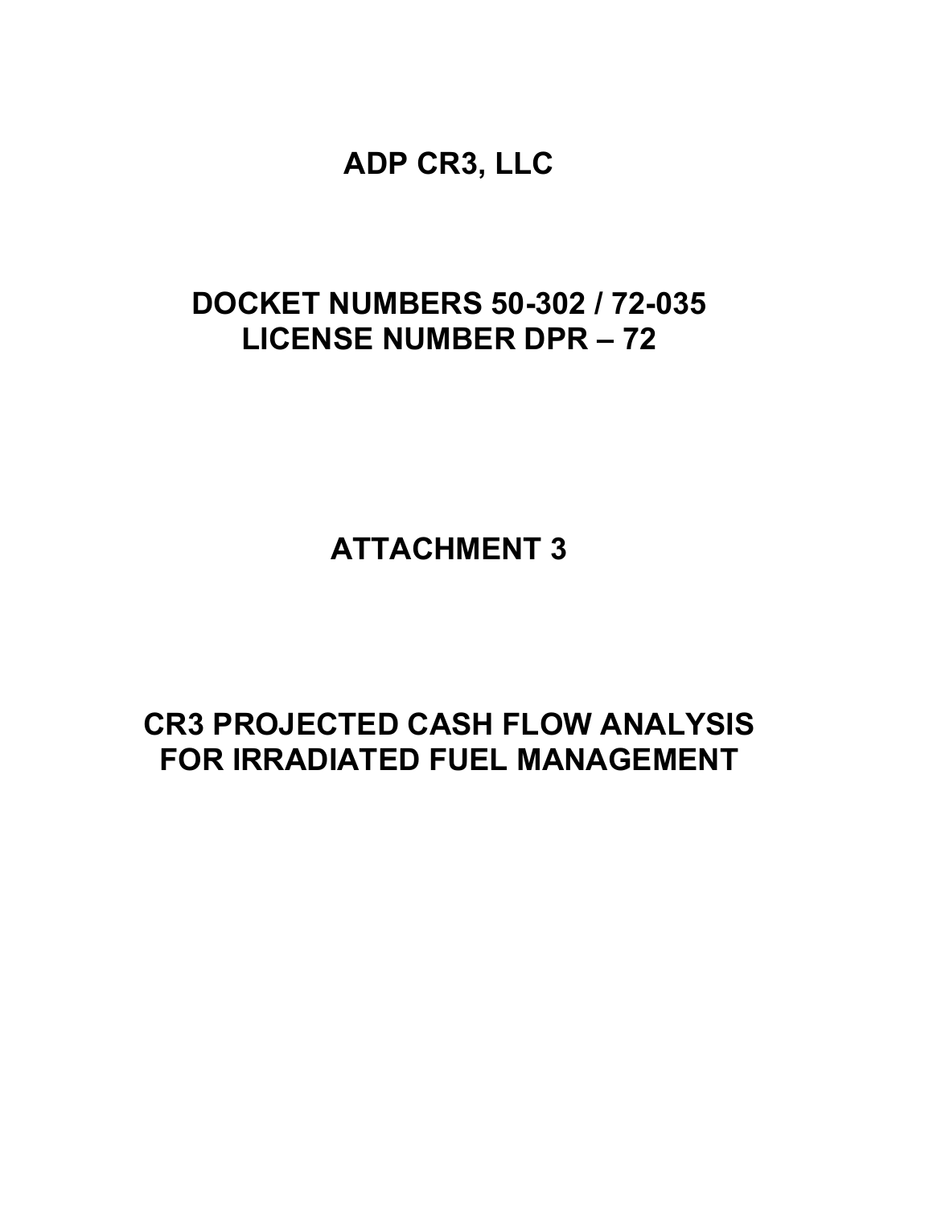# ADP CR3, LLC

## DOCKET NUMBERS 50-302 / 72-035
## LICENSE NUMBER DPR – 72

# ATTACHMENT 3

# CR3 PROJECTED CASH FLOW ANALYSIS FOR IRRADIATED FUEL MANAGEMENT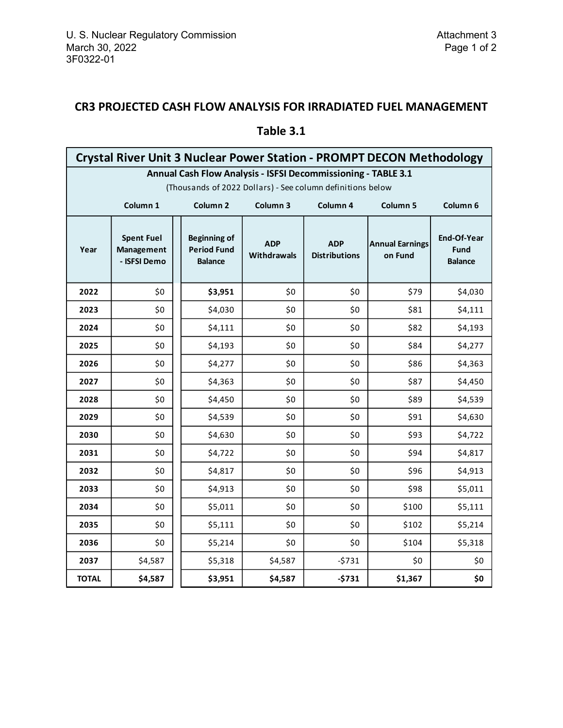U. S. Nuclear Regulatory Commission
March 30, 2022
3F0322-01

Attachment 3

## CR3 PROJECTED CASH FLOW ANALYSIS FOR IRRADIATED FUEL MANAGEMENT

### Table 3.1

| Crystal River Unit 3 Nuclear Power Station - PROMPT DECON Methodology | | | | | | |
|---|---|---|---|---|---|---|
| Annual Cash Flow Analysis - ISFSI Decommissioning - TABLE 3.1 (Thousands of 2022 Dollars) - See column definitions below | | | | | | |
| | Column 1 | Column 2 | Column 3 | Column 4 | Column 5 | Column 6 |
| **Year** | **Spent Fuel Management - ISFSI Demo** | **Beginning of Period Fund Balance** | **ADP Withdrawals** | **ADP Distributions** | **Annual Earnings on Fund** | **End-Of-Year Fund Balance** |
| **2022** | $0 | **$3,951** | $0 | $0 | $79 | $4,030 |
| **2023** | $0 | $4,030 | $0 | $0 | $81 | $4,111 |
| **2024** | $0 | $4,111 | $0 | $0 | $82 | $4,193 |
| **2025** | $0 | $4,193 | $0 | $0 | $84 | $4,277 |
| **2026** | $0 | $4,277 | $0 | $0 | $86 | $4,363 |
| **2027** | $0 | $4,363 | $0 | $0 | $87 | $4,450 |
| **2028** | $0 | $4,450 | $0 | $0 | $89 | $4,539 |
| **2029** | $0 | $4,539 | $0 | $0 | $91 | $4,630 |
| **2030** | $0 | $4,630 | $0 | $0 | $93 | $4,722 |
| **2031** | $0 | $4,722 | $0 | $0 | $94 | $4,817 |
| **2032** | $0 | $4,817 | $0 | $0 | $96 | $4,913 |
| **2033** | $0 | $4,913 | $0 | $0 | $98 | $5,011 |
| **2034** | $0 | $5,011 | $0 | $0 | $100 | $5,111 |
| **2035** | $0 | $5,111 | $0 | $0 | $102 | $5,214 |
| **2036** | $0 | $5,214 | $0 | $0 | $104 | $5,318 |
| **2037** | $4,587 | $5,318 | $4,587 | -$731 | $0 | $0 |
| **TOTAL** | **$4,587** | **$3,951** | **$4,587** | **-$731** | **$1,367** | **$0** |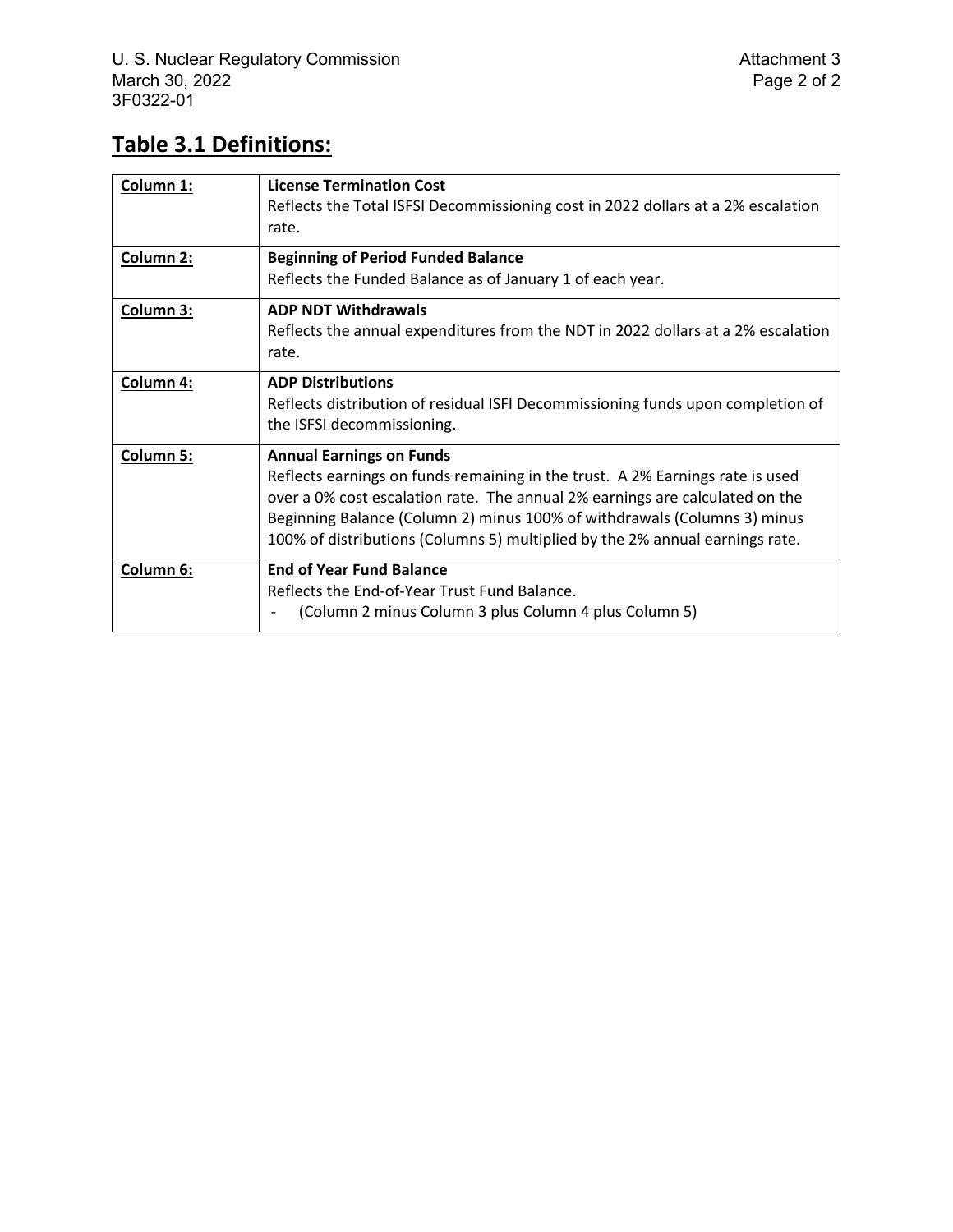## Table 3.1 Definitions:

| | |
|---|---|
| **Column 1:** | **License Termination Cost**<br>Reflects the Total ISFSI Decommissioning cost in 2022 dollars at a 2% escalation rate. |
| **Column 2:** | **Beginning of Period Funded Balance**<br>Reflects the Funded Balance as of January 1 of each year. |
| **Column 3:** | **ADP NDT Withdrawals**<br>Reflects the annual expenditures from the NDT in 2022 dollars at a 2% escalation rate. |
| **Column 4:** | **ADP Distributions**<br>Reflects distribution of residual ISFI Decommissioning funds upon completion of the ISFSI decommissioning. |
| **Column 5:** | **Annual Earnings on Funds**<br>Reflects earnings on funds remaining in the trust. A 2% Earnings rate is used over a 0% cost escalation rate. The annual 2% earnings are calculated on the Beginning Balance (Column 2) minus 100% of withdrawals (Columns 3) minus 100% of distributions (Columns 5) multiplied by the 2% annual earnings rate. |
| **Column 6:** | **End of Year Fund Balance**<br>Reflects the End-of-Year Trust Fund Balance.<br>- (Column 2 minus Column 3 plus Column 4 plus Column 5) |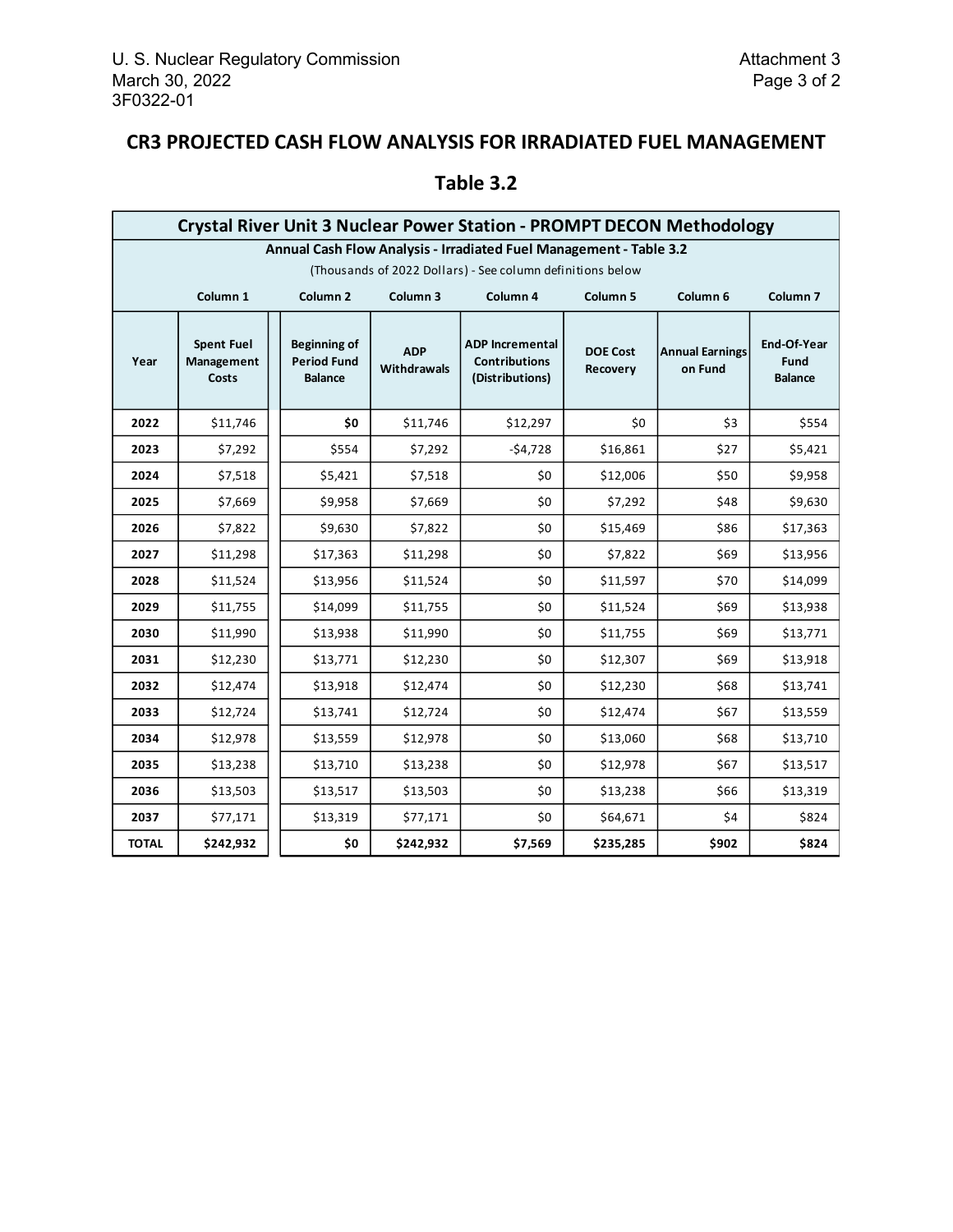## CR3 PROJECTED CASH FLOW ANALYSIS FOR IRRADIATED FUEL MANAGEMENT

## Table 3.2

| Crystal River Unit 3 Nuclear Power Station - PROMPT DECON Methodology | | | | | | | |
|---|---|---|---|---|---|---|---|
| Annual Cash Flow Analysis - Irradiated Fuel Management - Table 3.2 | | | | | | | |
| (Thousands of 2022 Dollars) - See column definitions below | | | | | | | |
| | Column 1 | Column 2 | Column 3 | Column 4 | Column 5 | Column 6 | Column 7 |
| Year | Spent Fuel Management Costs | Beginning of Period Fund Balance | ADP Withdrawals | ADP Incremental Contributions (Distributions) | DOE Cost Recovery | Annual Earnings on Fund | End-Of-Year Fund Balance |
| **2022** | $11,746 | **$0** | $11,746 | $12,297 | $0 | $3 | $554 |
| **2023** | $7,292 | $554 | $7,292 | -$4,728 | $16,861 | $27 | $5,421 |
| **2024** | $7,518 | $5,421 | $7,518 | $0 | $12,006 | $50 | $9,958 |
| **2025** | $7,669 | $9,958 | $7,669 | $0 | $7,292 | $48 | $9,630 |
| **2026** | $7,822 | $9,630 | $7,822 | $0 | $15,469 | $86 | $17,363 |
| **2027** | $11,298 | $17,363 | $11,298 | $0 | $7,822 | $69 | $13,956 |
| **2028** | $11,524 | $13,956 | $11,524 | $0 | $11,597 | $70 | $14,099 |
| **2029** | $11,755 | $14,099 | $11,755 | $0 | $11,524 | $69 | $13,938 |
| **2030** | $11,990 | $13,938 | $11,990 | $0 | $11,755 | $69 | $13,771 |
| **2031** | $12,230 | $13,771 | $12,230 | $0 | $12,307 | $69 | $13,918 |
| **2032** | $12,474 | $13,918 | $12,474 | $0 | $12,230 | $68 | $13,741 |
| **2033** | $12,724 | $13,741 | $12,724 | $0 | $12,474 | $67 | $13,559 |
| **2034** | $12,978 | $13,559 | $12,978 | $0 | $13,060 | $68 | $13,710 |
| **2035** | $13,238 | $13,710 | $13,238 | $0 | $12,978 | $67 | $13,517 |
| **2036** | $13,503 | $13,517 | $13,503 | $0 | $13,238 | $66 | $13,319 |
| **2037** | $77,171 | $13,319 | $77,171 | $0 | $64,671 | $4 | $824 |
| **TOTAL** | **$242,932** | **$0** | **$242,932** | **$7,569** | **$235,285** | **$902** | **$824** |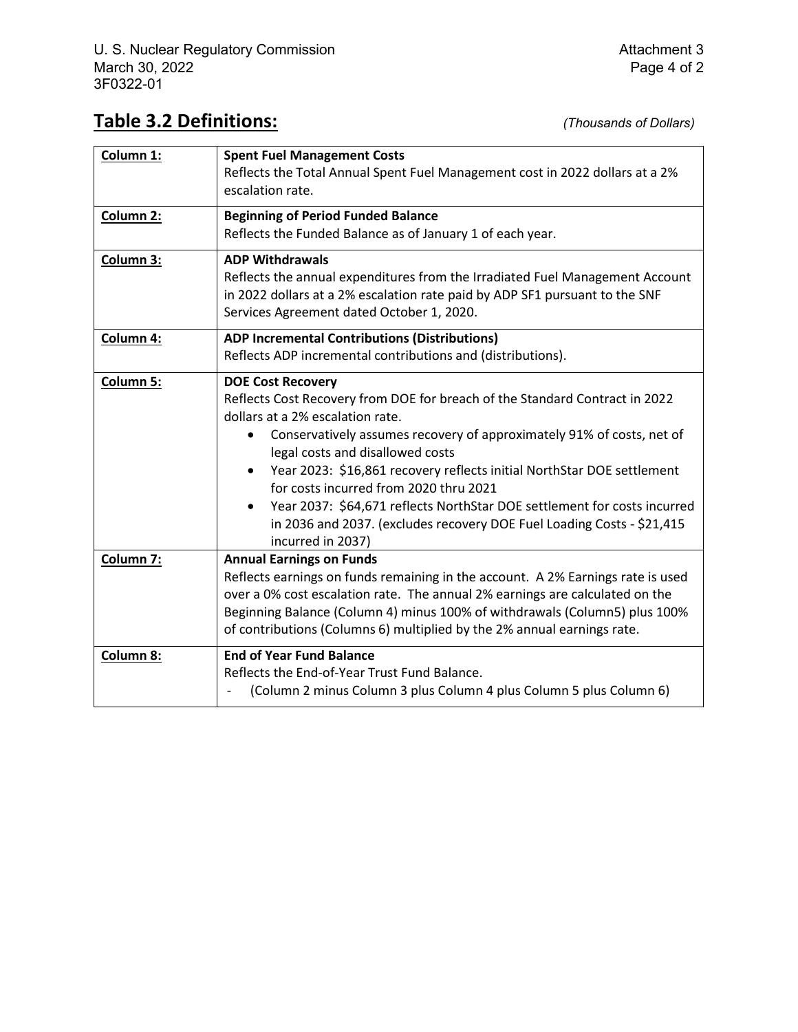## Table 3.2 Definitions:

*(Thousands of Dollars)*

| | |
|---|---|
| **Column 1:** | **Spent Fuel Management Costs**<br>Reflects the Total Annual Spent Fuel Management cost in 2022 dollars at a 2% escalation rate. |
| **Column 2:** | **Beginning of Period Funded Balance**<br>Reflects the Funded Balance as of January 1 of each year. |
| **Column 3:** | **ADP Withdrawals**<br>Reflects the annual expenditures from the Irradiated Fuel Management Account in 2022 dollars at a 2% escalation rate paid by ADP SF1 pursuant to the SNF Services Agreement dated October 1, 2020. |
| **Column 4:** | **ADP Incremental Contributions (Distributions)**<br>Reflects ADP incremental contributions and (distributions). |
| **Column 5:** | **DOE Cost Recovery**<br>Reflects Cost Recovery from DOE for breach of the Standard Contract in 2022 dollars at a 2% escalation rate.<br>• Conservatively assumes recovery of approximately 91% of costs, net of legal costs and disallowed costs<br>• Year 2023: $16,861 recovery reflects initial NorthStar DOE settlement for costs incurred from 2020 thru 2021<br>• Year 2037: $64,671 reflects NorthStar DOE settlement for costs incurred in 2036 and 2037. (excludes recovery DOE Fuel Loading Costs - $21,415 incurred in 2037) |
| **Column 7:** | **Annual Earnings on Funds**<br>Reflects earnings on funds remaining in the account. A 2% Earnings rate is used over a 0% cost escalation rate. The annual 2% earnings are calculated on the Beginning Balance (Column 4) minus 100% of withdrawals (Column5) plus 100% of contributions (Columns 6) multiplied by the 2% annual earnings rate. |
| **Column 8:** | **End of Year Fund Balance**<br>Reflects the End-of-Year Trust Fund Balance.<br>- (Column 2 minus Column 3 plus Column 4 plus Column 5 plus Column 6) |